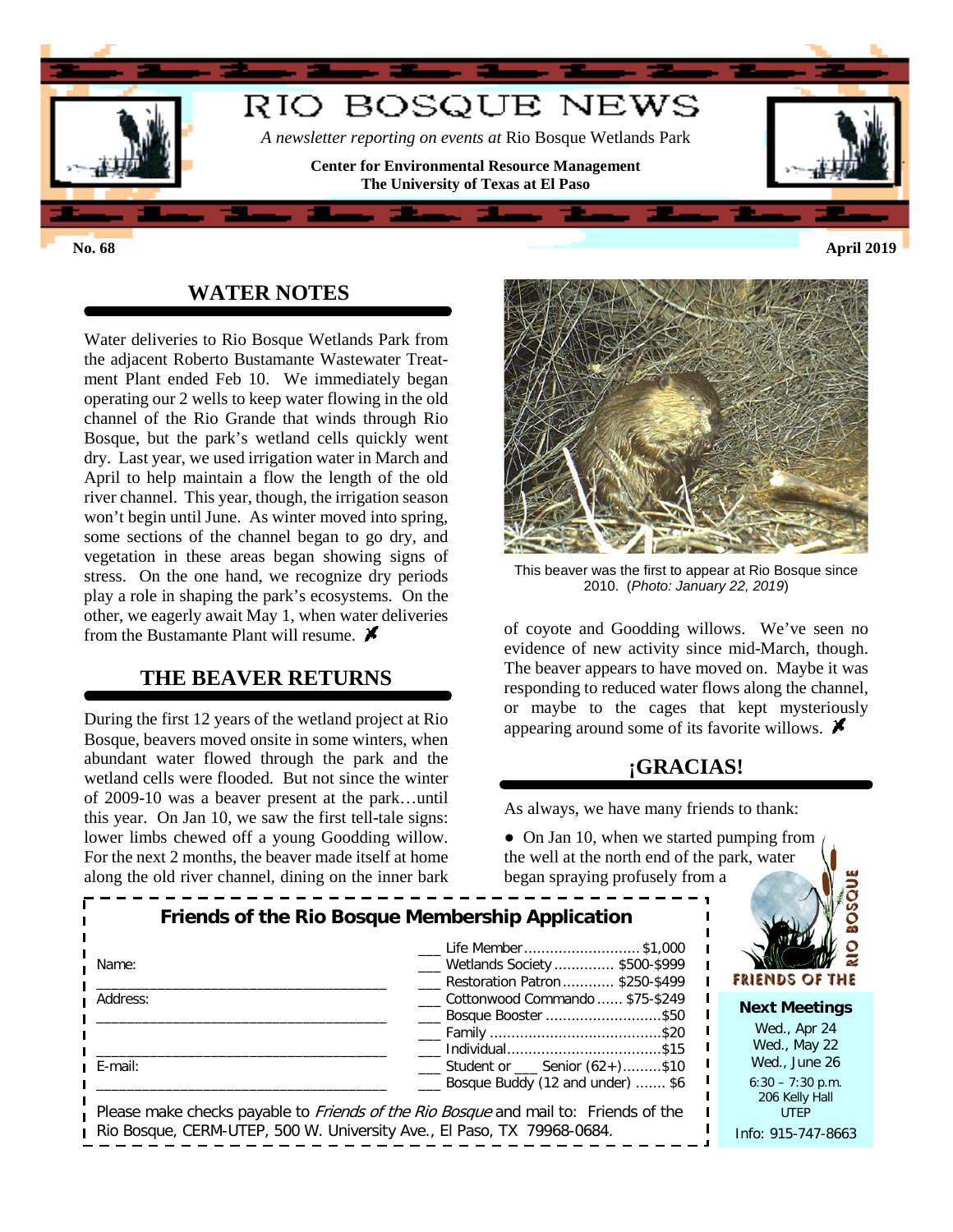# RIO BOSQUE NEWS

*A newsletter reporting on events at* Rio Bosque Wetlands Park

**Center for Environmental Resource Management**
**The University of Texas at El Paso**

**No. 68** **April 2019**

## WATER NOTES

Water deliveries to Rio Bosque Wetlands Park from the adjacent Roberto Bustamante Wastewater Treatment Plant ended Feb 10. We immediately began operating our 2 wells to keep water flowing in the old channel of the Rio Grande that winds through Rio Bosque, but the park's wetland cells quickly went dry. Last year, we used irrigation water in March and April to help maintain a flow the length of the old river channel. This year, though, the irrigation season won't begin until June. As winter moved into spring, some sections of the channel began to go dry, and vegetation in these areas began showing signs of stress. On the one hand, we recognize dry periods play a role in shaping the park's ecosystems. On the other, we eagerly await May 1, when water deliveries from the Bustamante Plant will resume.

## THE BEAVER RETURNS

During the first 12 years of the wetland project at Rio Bosque, beavers moved onsite in some winters, when abundant water flowed through the park and the wetland cells were flooded. But not since the winter of 2009-10 was a beaver present at the park…until this year. On Jan 10, we saw the first tell-tale signs: lower limbs chewed off a young Goodding willow. For the next 2 months, the beaver made itself at home along the old river channel, dining on the inner bark of coyote and Goodding willows. We've seen no evidence of new activity since mid-March, though. The beaver appears to have moved on. Maybe it was responding to reduced water flows along the channel, or maybe to the cages that kept mysteriously appearing around some of its favorite willows.

This beaver was the first to appear at Rio Bosque since 2010. (*Photo: January 22, 2019*)

## ¡GRACIAS!

As always, we have many friends to thank:

- On Jan 10, when we started pumping from the well at the north end of the park, water began spraying profusely from a

### Friends of the Rio Bosque Membership Application

Name: ____________________________________

Address: ____________________________________

____________________________________

E-mail: ____________________________________

___ Life Member .......................... $1,000
___ Wetlands Society ............. $500-$999
___ Restoration Patron ............ $250-$499
___ Cottonwood Commando ...... $75-$249
___ Bosque Booster ........................... $50
___ Family ........................................ $20
___ Individual ..................................... $15
___ Student or ___ Senior (62+) .......... $10
___ Bosque Buddy (12 and under) ....... $6

Please make checks payable to *Friends of the Rio Bosque* and mail to: Friends of the Rio Bosque, CERM-UTEP, 500 W. University Ave., El Paso, TX 79968-0684.

FRIENDS OF THE RIO BOSQUE

**Next Meetings**

Wed., Apr 24
Wed., May 22
Wed., June 26
6:30 – 7:30 p.m.
206 Kelly Hall
UTEP

Info: 915-747-8663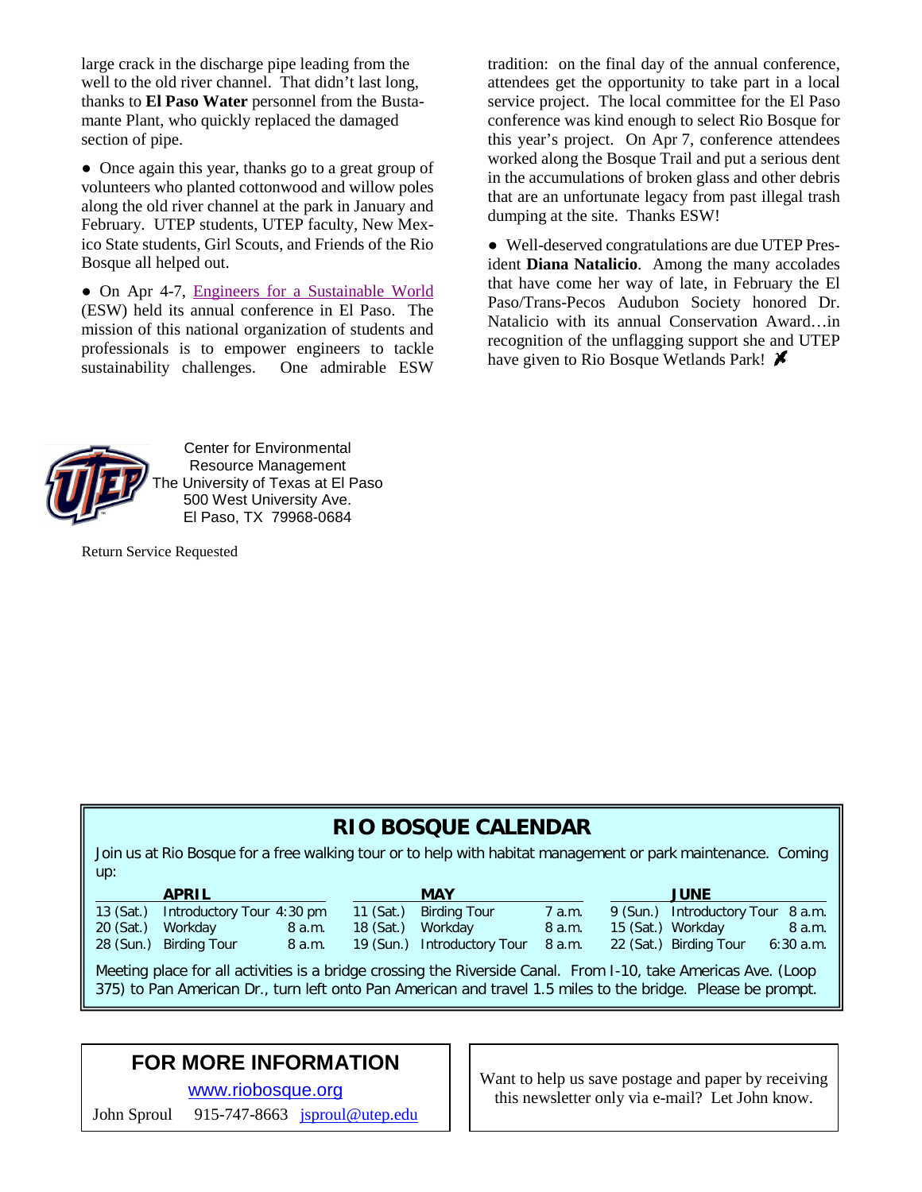large crack in the discharge pipe leading from the well to the old river channel. That didn't last long, thanks to **El Paso Water** personnel from the Bustamante Plant, who quickly replaced the damaged section of pipe.

● Once again this year, thanks go to a great group of volunteers who planted cottonwood and willow poles along the old river channel at the park in January and February. UTEP students, UTEP faculty, New Mexico State students, Girl Scouts, and Friends of the Rio Bosque all helped out.

● On Apr 4-7, Engineers for a Sustainable World (ESW) held its annual conference in El Paso. The mission of this national organization of students and professionals is to empower engineers to tackle sustainability challenges. One admirable ESW tradition: on the final day of the annual conference, attendees get the opportunity to take part in a local service project. The local committee for the El Paso conference was kind enough to select Rio Bosque for this year's project. On Apr 7, conference attendees worked along the Bosque Trail and put a serious dent in the accumulations of broken glass and other debris that are an unfortunate legacy from past illegal trash dumping at the site. Thanks ESW!

● Well-deserved congratulations are due UTEP President **Diana Natalicio**. Among the many accolades that have come her way of late, in February the El Paso/Trans-Pecos Audubon Society honored Dr. Natalicio with its annual Conservation Award…in recognition of the unflagging support she and UTEP have given to Rio Bosque Wetlands Park! ✗

Center for Environmental Resource Management
The University of Texas at El Paso
500 West University Ave.
El Paso, TX 79968-0684

Return Service Requested

## RIO BOSQUE CALENDAR

Join us at Rio Bosque for a free walking tour or to help with habitat management or park maintenance. Coming up:

| APRIL | | | MAY | | | JUNE | | |
|---|---|---|---|---|---|---|---|---|
| 13 (Sat.) | Introductory Tour | 4:30 pm | 11 (Sat.) | Birding Tour | 7 a.m. | 9 (Sun.) | Introductory Tour | 8 a.m. |
| 20 (Sat.) | Workday | 8 a.m. | 18 (Sat.) | Workday | 8 a.m. | 15 (Sat.) | Workday | 8 a.m. |
| 28 (Sun.) | Birding Tour | 8 a.m. | 19 (Sun.) | Introductory Tour | 8 a.m. | 22 (Sat.) | Birding Tour | 6:30 a.m. |

Meeting place for all activities is a bridge crossing the Riverside Canal. From I-10, take Americas Ave. (Loop 375) to Pan American Dr., turn left onto Pan American and travel 1.5 miles to the bridge. Please be prompt.

## FOR MORE INFORMATION

www.riobosque.org

John Sproul 915-747-8663 jsproul@utep.edu

Want to help us save postage and paper by receiving this newsletter only via e-mail? Let John know.